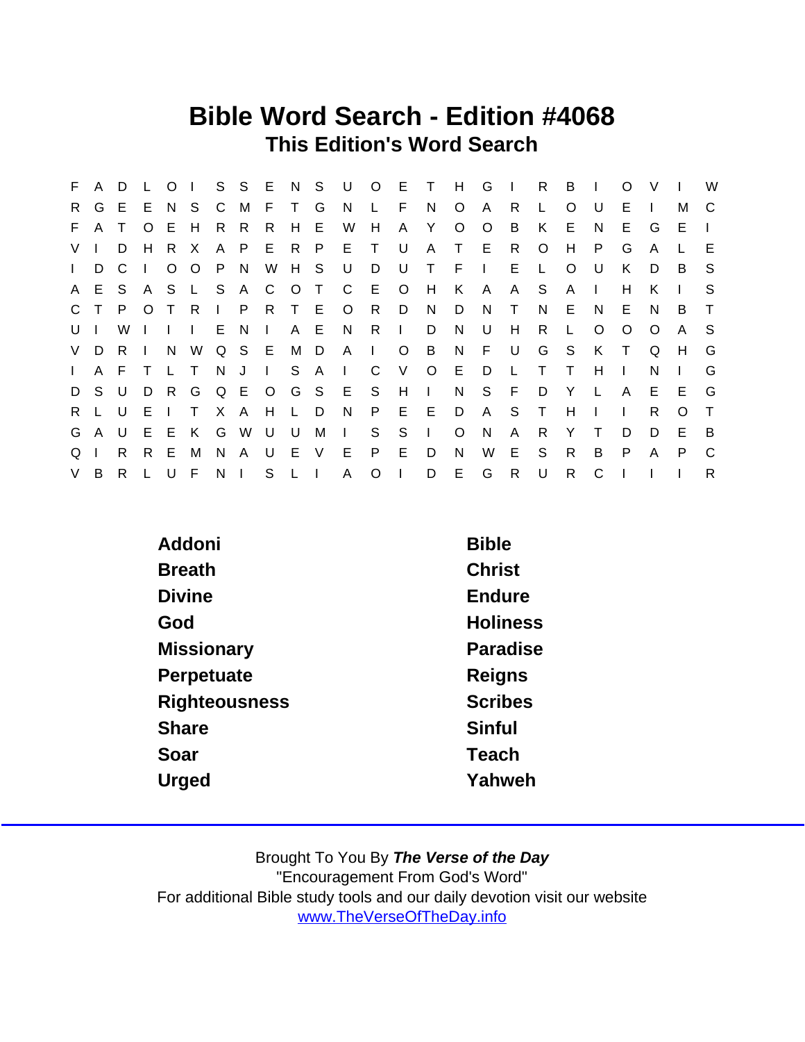# Bible Word Search - Edition #4068

## This Edition's Word Search

```
F A D L O I S S E N S U O E T H G I R B I O V I W
R G E E N S C M F T G N L F N O A R L O U E I M C
F A T O E H R R R H E W H A Y O O B K E N E G E I
V I D H R X A P E R P E T U A T E R O H P G A L E
I D C I O O P N W H S U D U T F I E L O U K D B S
A E S A S L S A C O T C E O H K A A S A I H K I S
C T P O T R I P R T E O R D N D N T N E N E N B T
U I W I I I E N I A E N R I D N U H R L O O O A S
V D R I N W Q S E M D A I O B N F U G S K T Q H G
I A F T L T N J I S A I C V O E D L T T H I N I G
D S U D R G Q E O G S E S H I N S F D Y L A E E G
R L U E I T X A H L D N P E E D A S T H I I R O T
G A U E E K G W U U M I S S I O N A R Y T D D E B
Q I R R E M N A U E V E P E D N W E S R B P A P C
V B R L U F N I S L I A O I D E G R U R C I I I R
```

| | |
|---|---|
| Addoni | Bible |
| Breath | Christ |
| Divine | Endure |
| God | Holiness |
| Missionary | Paradise |
| Perpetuate | Reigns |
| Righteousness | Scribes |
| Share | Sinful |
| Soar | Teach |
| Urged | Yahweh |

Brought To You By ***The Verse of the Day***

"Encouragement From God's Word"

For additional Bible study tools and our daily devotion visit our website

www.TheVerseOfTheDay.info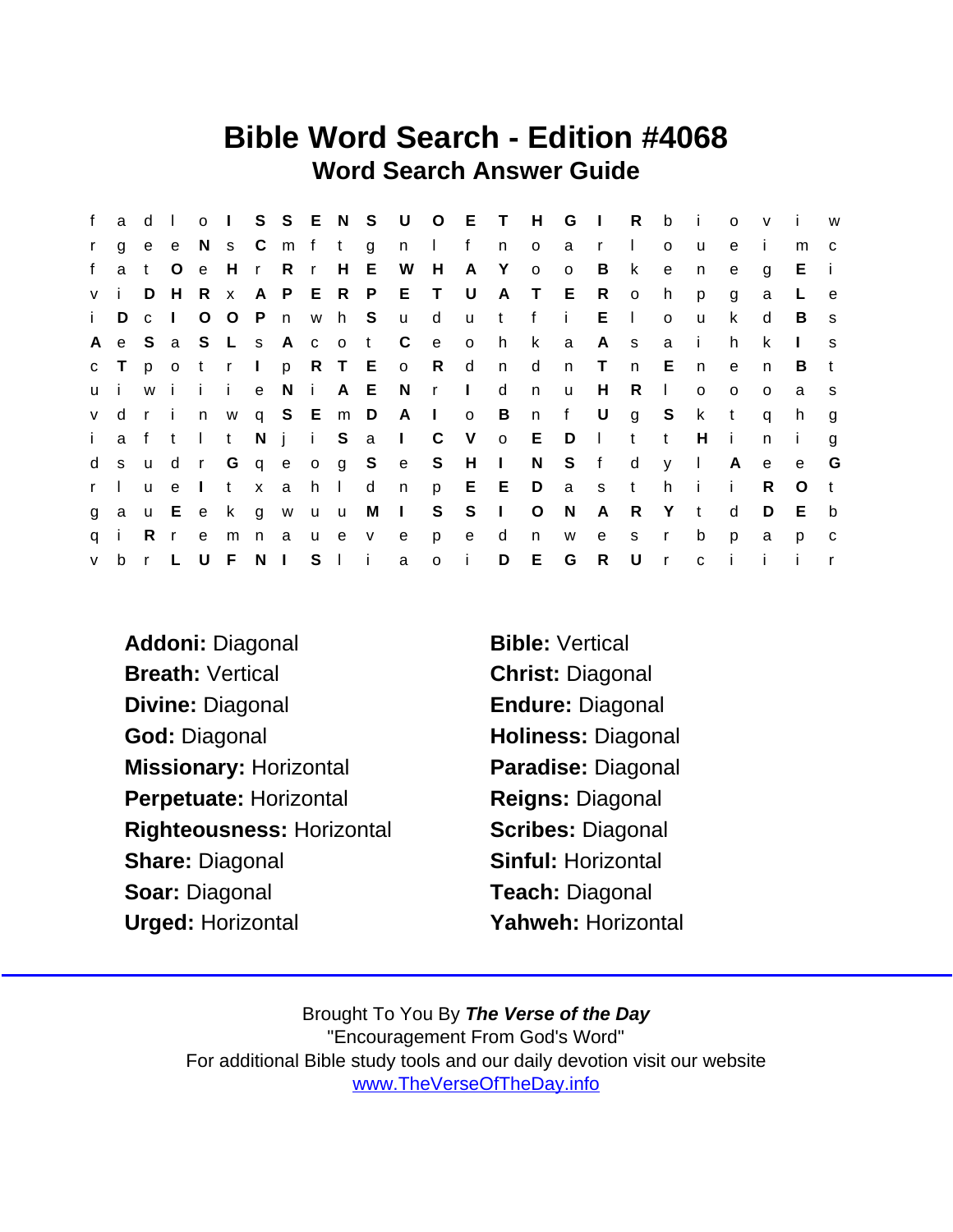# Bible Word Search - Edition #4068

## Word Search Answer Guide

```
f a d l o I S S E N S U O E T H G I R b i o v i w
r g e e N s C m f t g n l f n o a r l o u e i m c
f a t O e H r R r H E W H A Y o o B k e n e g E i
v i D H R x A P E R P E T U A T E R o h p g a L e
i D c I O O P n w h S u d u t f i E l o u k d B s
A e S a S L s A c o t C e o h k a A s a i h k I s
c T p o t r I p R T E o R d n d n T n E n e n B t
u i w i i i e N i A E N r I d n u H R l o o o a s
v d r i n w q S E m D A I o B n f U g S k t q h g
i a f t l t N j i S a I C V o E D l t t H i n i g
d s u d r G q e o g S e S H I N S f d y l A e e G
r l u e I t x a h l d n p E E D a s t h i i R O t
g a u E e k g w u u M I S S I O N A R Y t d D E b
q i R r e m n a u e v e p e d n w e s r b p a p c
v b r L U F N I S l i a o i D E G R U r c i i i r
```

**Addoni:** Diagonal

**Bible:** Vertical

**Breath:** Vertical

**Christ:** Diagonal

**Divine:** Diagonal

**Endure:** Diagonal

**God:** Diagonal

**Holiness:** Diagonal

**Missionary:** Horizontal

**Paradise:** Diagonal

**Perpetuate:** Horizontal

**Reigns:** Diagonal

**Righteousness:** Horizontal

**Scribes:** Diagonal

**Share:** Diagonal

**Sinful:** Horizontal

**Soar:** Diagonal

**Teach:** Diagonal

**Urged:** Horizontal

**Yahweh:** Horizontal

Brought To You By ***The Verse of the Day***
"Encouragement From God's Word"
For additional Bible study tools and our daily devotion visit our website
www.TheVerseOfTheDay.info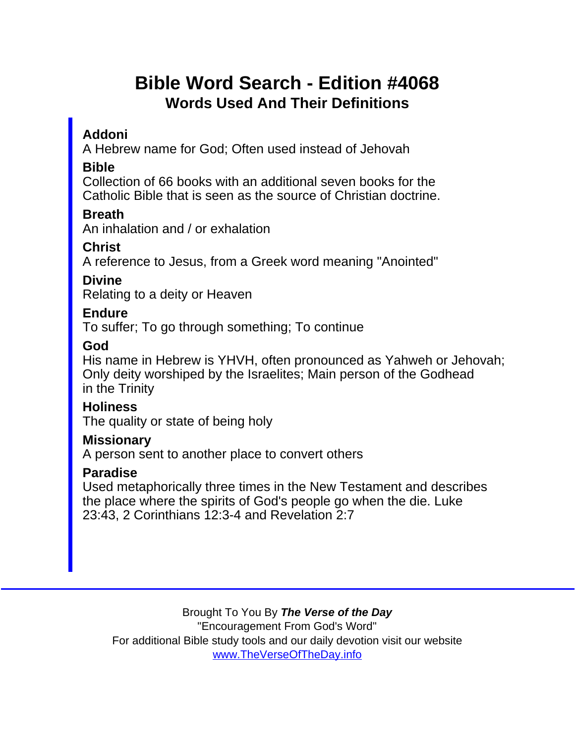# Bible Word Search - Edition #4068

## Words Used And Their Definitions

**Addoni**
A Hebrew name for God; Often used instead of Jehovah

**Bible**
Collection of 66 books with an additional seven books for the Catholic Bible that is seen as the source of Christian doctrine.

**Breath**
An inhalation and / or exhalation

**Christ**
A reference to Jesus, from a Greek word meaning "Anointed"

**Divine**
Relating to a deity or Heaven

**Endure**
To suffer; To go through something; To continue

**God**
His name in Hebrew is YHVH, often pronounced as Yahweh or Jehovah; Only deity worshiped by the Israelites; Main person of the Godhead in the Trinity

**Holiness**
The quality or state of being holy

**Missionary**
A person sent to another place to convert others

**Paradise**
Used metaphorically three times in the New Testament and describes the place where the spirits of God's people go when the die. Luke 23:43, 2 Corinthians 12:3-4 and Revelation 2:7

---

Brought To You By ***The Verse of the Day***
"Encouragement From God's Word"
For additional Bible study tools and our daily devotion visit our website
www.TheVerseOfTheDay.info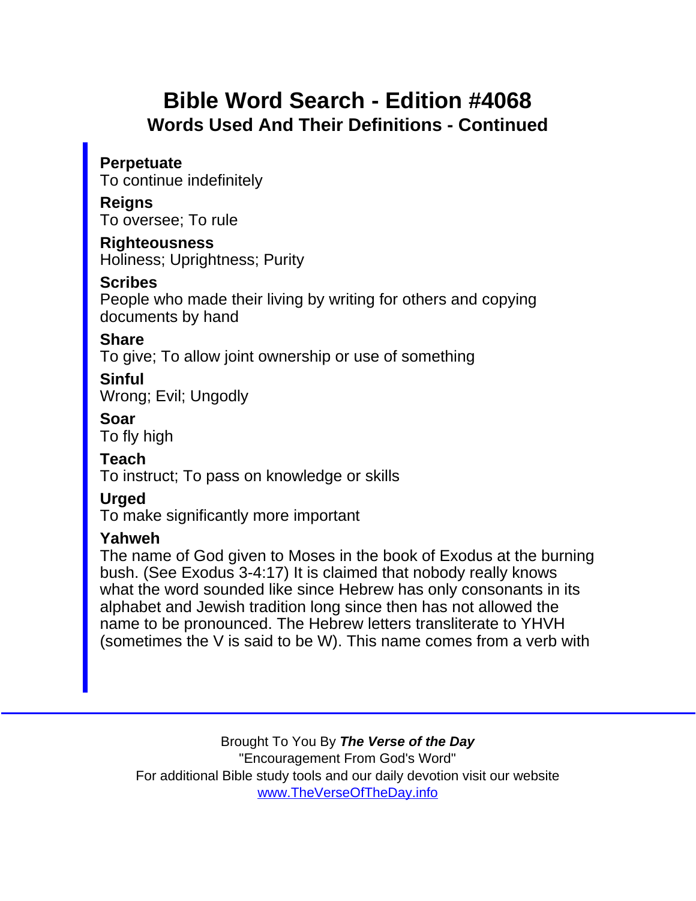# Bible Word Search - Edition #4068

## Words Used And Their Definitions - Continued

**Perpetuate**
To continue indefinitely

**Reigns**
To oversee; To rule

**Righteousness**
Holiness; Uprightness; Purity

**Scribes**
People who made their living by writing for others and copying documents by hand

**Share**
To give; To allow joint ownership or use of something

**Sinful**
Wrong; Evil; Ungodly

**Soar**
To fly high

**Teach**
To instruct; To pass on knowledge or skills

**Urged**
To make significantly more important

**Yahweh**
The name of God given to Moses in the book of Exodus at the burning bush. (See Exodus 3-4:17) It is claimed that nobody really knows what the word sounded like since Hebrew has only consonants in its alphabet and Jewish tradition long since then has not allowed the name to be pronounced. The Hebrew letters transliterate to YHVH (sometimes the V is said to be W). This name comes from a verb with

Brought To You By ***The Verse of the Day***
"Encouragement From God's Word"
For additional Bible study tools and our daily devotion visit our website
www.TheVerseOfTheDay.info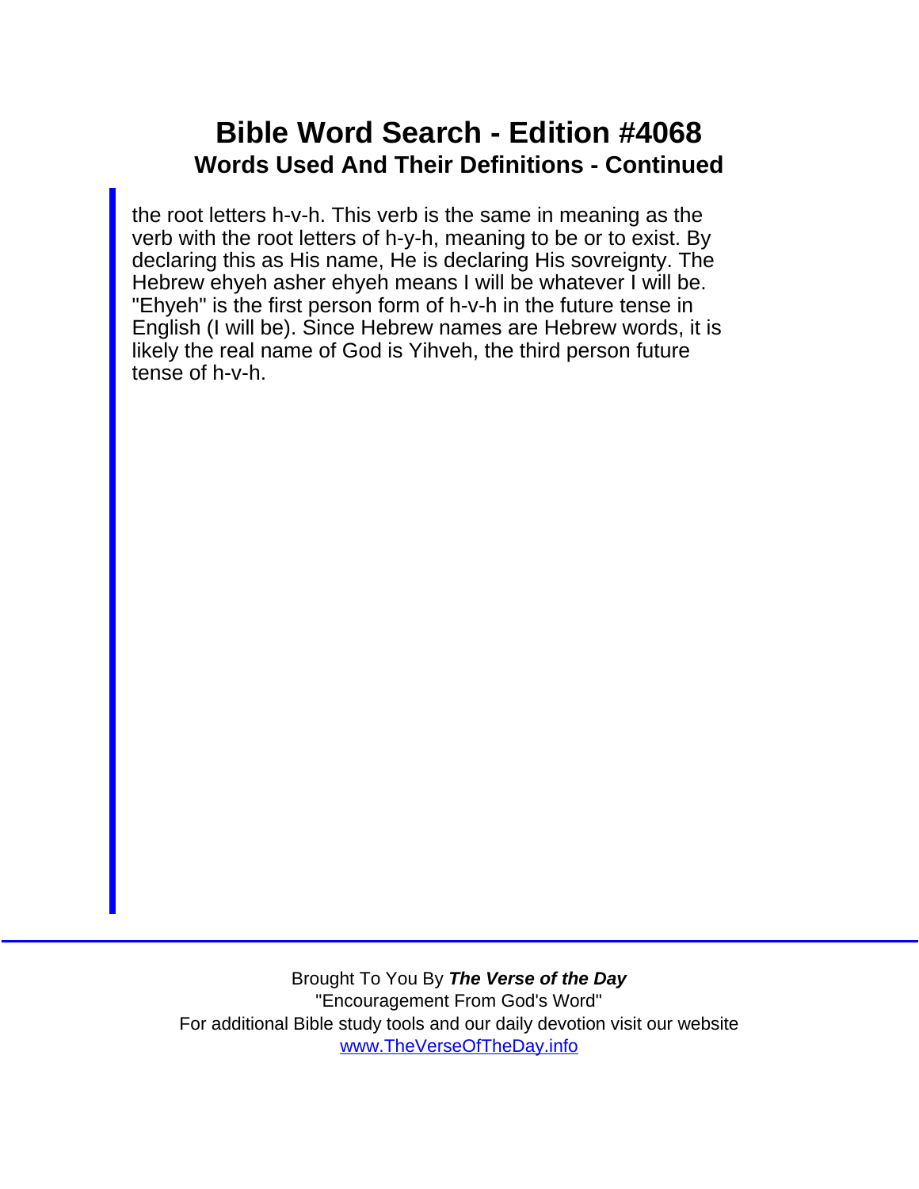# Bible Word Search - Edition #4068

## Words Used And Their Definitions - Continued

the root letters h-v-h. This verb is the same in meaning as the verb with the root letters of h-y-h, meaning to be or to exist. By declaring this as His name, He is declaring His sovereignty. The Hebrew ehyeh asher ehyeh means I will be whatever I will be. "Ehyeh" is the first person form of h-v-h in the future tense in English (I will be). Since Hebrew names are Hebrew words, it is likely the real name of God is Yihveh, the third person future tense of h-v-h.

Brought To You By ***The Verse of the Day***
"Encouragement From God's Word"
For additional Bible study tools and our daily devotion visit our website
www.TheVerseOfTheDay.info